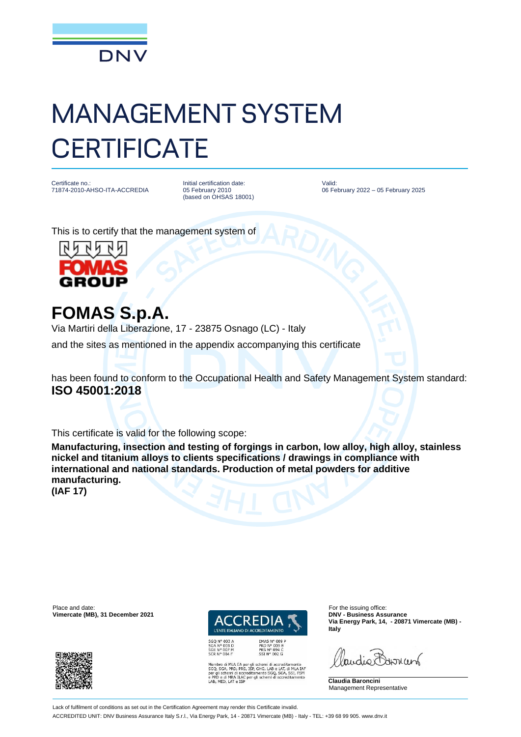# MANAGEMENT SYSTEM CERTIFICATE

Certificate no.:
71874-2010-AHSO-ITA-ACCREDIA

Initial certification date:
05 February 2010
(based on OHSAS 18001)

Valid:
06 February 2022 – 05 February 2025

This is to certify that the management system of

## FOMAS S.p.A.

Via Martiri della Liberazione, 17 - 23875 Osnago (LC) - Italy

and the sites as mentioned in the appendix accompanying this certificate

has been found to conform to the Occupational Health and Safety Management System standard:
**ISO 45001:2018**

This certificate is valid for the following scope:

**Manufacturing, insection and testing of forgings in carbon, low alloy, high alloy, stainless nickel and titanium alloys to clients specifications / drawings in compliance with international and national standards. Production of metal powders for additive manufacturing.**
**(IAF 17)**

Place and date:
**Vimercate (MB), 31 December 2021**

SGQ N° 003 A
SGA N° 003 D
SGE N° 007 M
SCR N° 004 F

EMAS N° 009 P
PRD N° 003 B
PRS N° 094 C
SSI N° 002 G

Membro di MLA EA per gli schemi di accreditamento SGQ, SGA, PRD, PRS, ISP, GHG, LAB e LAT, di MLA IAF per gli schemi di accreditamento SGQ, SGA, SSI, FSM e PRD e di MRA ILAC per gli schemi di accreditamento LAB, MED, LAT e ISP

For the issuing office:
**DNV - Business Assurance**
**Via Energy Park, 14, - 20871 Vimercate (MB) - Italy**

**Claudia Baroncini**
Management Representative

Lack of fulfilment of conditions as set out in the Certification Agreement may render this Certificate invalid.

ACCREDITED UNIT: DNV Business Assurance Italy S.r.l., Via Energy Park, 14 - 20871 Vimercate (MB) - Italy - TEL: +39 68 99 905. www.dnv.it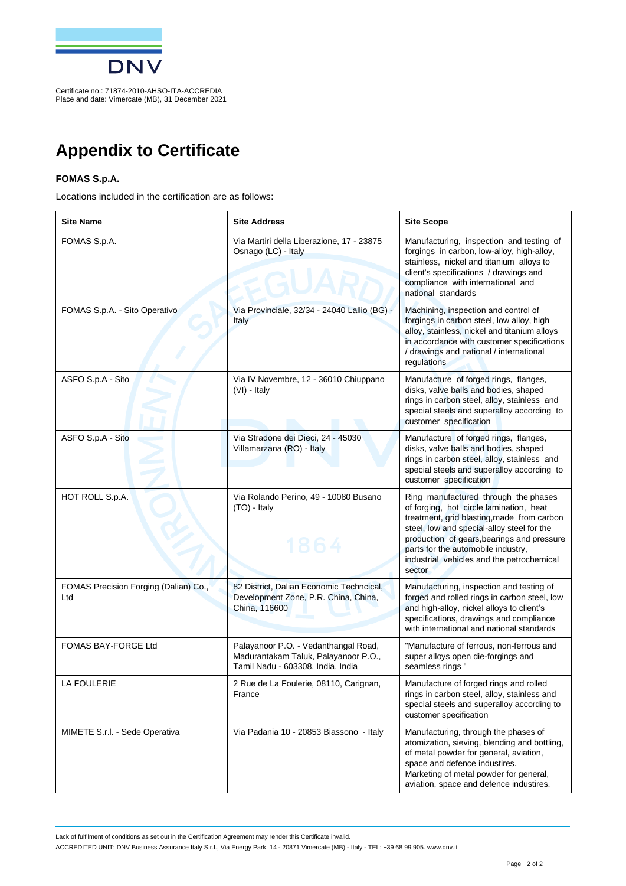Certificate no.: 71874-2010-AHSO-ITA-ACCREDIA
Place and date: Vimercate (MB), 31 December 2021

# Appendix to Certificate

**FOMAS S.p.A.**

Locations included in the certification are as follows:

| Site Name | Site Address | Site Scope |
|---|---|---|
| FOMAS S.p.A. | Via Martiri della Liberazione, 17 - 23875 Osnago (LC) - Italy | Manufacturing, inspection and testing of forgings in carbon, low-alloy, high-alloy, stainless, nickel and titanium alloys to client's specifications / drawings and compliance with international and national standards |
| FOMAS S.p.A. - Sito Operativo | Via Provinciale, 32/34 - 24040 Lallio (BG) - Italy | Machining, inspection and control of forgings in carbon steel, low alloy, high alloy, stainless, nickel and titanium alloys in accordance with customer specifications / drawings and national / international regulations |
| ASFO S.p.A - Sito | Via IV Novembre, 12 - 36010 Chiuppano (VI) - Italy | Manufacture of forged rings, flanges, disks, valve balls and bodies, shaped rings in carbon steel, alloy, stainless and special steels and superalloy according to customer specification |
| ASFO S.p.A - Sito | Via Stradone dei Dieci, 24 - 45030 Villamarzana (RO) - Italy | Manufacture of forged rings, flanges, disks, valve balls and bodies, shaped rings in carbon steel, alloy, stainless and special steels and superalloy according to customer specification |
| HOT ROLL S.p.A. | Via Rolando Perino, 49 - 10080 Busano (TO) - Italy | Ring manufactured through the phases of forging, hot circle lamination, heat treatment, grid blasting,made from carbon steel, low and special-alloy steel for the production of gears,bearings and pressure parts for the automobile industry, industrial vehicles and the petrochemical sector |
| FOMAS Precision Forging (Dalian) Co., Ltd | 82 District, Dalian Economic Techncical, Development Zone, P.R. China, China, China, 116600 | Manufacturing, inspection and testing of forged and rolled rings in carbon steel, low and high-alloy, nickel alloys to client's specifications, drawings and compliance with international and national standards |
| FOMAS BAY-FORGE Ltd | Palayanoor P.O. - Vedanthangal Road, Madurantakam Taluk, Palayanoor P.O., Tamil Nadu - 603308, India, India | "Manufacture of ferrous, non-ferrous and super alloys open die-forgings and seamless rings " |
| LA FOULERIE | 2 Rue de La Foulerie, 08110, Carignan, France | Manufacture of forged rings and rolled rings in carbon steel, alloy, stainless and special steels and superalloy according to customer specification |
| MIMETE S.r.l. - Sede Operativa | Via Padania 10 - 20853 Biassono - Italy | Manufacturing, through the phases of atomization, sieving, blending and bottling, of metal powder for general, aviation, space and defence industires. Marketing of metal powder for general, aviation, space and defence industires. |

Lack of fulfilment of conditions as set out in the Certification Agreement may render this Certificate invalid.

ACCREDITED UNIT: DNV Business Assurance Italy S.r.l., Via Energy Park, 14 - 20871 Vimercate (MB) - Italy - TEL: +39 68 99 905. www.dnv.it